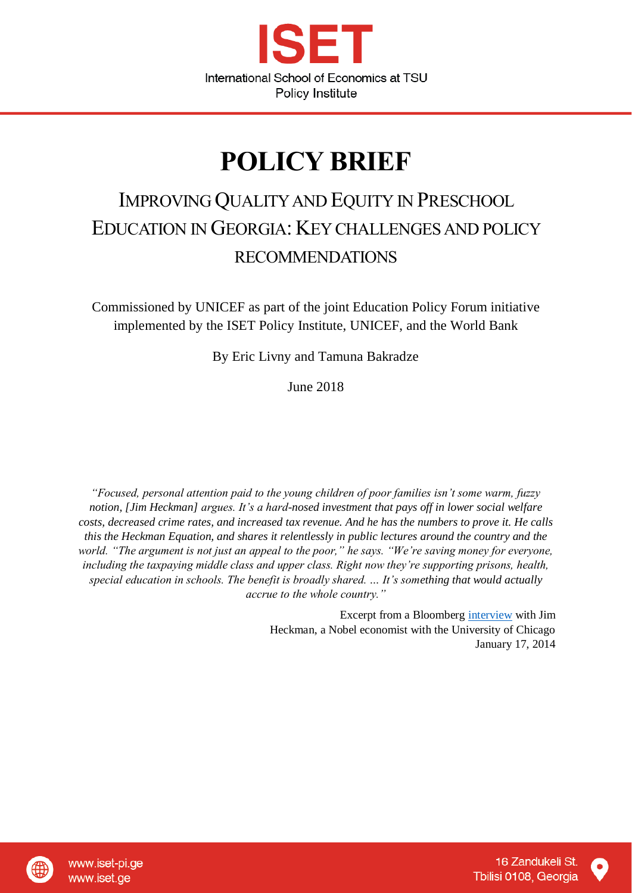# ISET

International School of Economics at TSU
Policy Institute

# POLICY BRIEF

## IMPROVING QUALITY AND EQUITY IN PRESCHOOL EDUCATION IN GEORGIA: KEY CHALLENGES AND POLICY RECOMMENDATIONS

Commissioned by UNICEF as part of the joint Education Policy Forum initiative implemented by the ISET Policy Institute, UNICEF, and the World Bank

By Eric Livny and Tamuna Bakradze

June 2018

*"Focused, personal attention paid to the young children of poor families isn't some warm, fuzzy notion, [Jim Heckman] argues. It's a hard-nosed investment that pays off in lower social welfare costs, decreased crime rates, and increased tax revenue. And he has the numbers to prove it. He calls this the Heckman Equation, and shares it relentlessly in public lectures around the country and the world. "The argument is not just an appeal to the poor," he says. "We're saving money for everyone, including the taxpaying middle class and upper class. Right now they're supporting prisons, health, special education in schools. The benefit is broadly shared. ... It's something that would actually accrue to the whole country."*

Excerpt from a Bloomberg interview with Jim Heckman, a Nobel economist with the University of Chicago
January 17, 2014

www.iset-pi.ge
www.iset.ge

16 Zandukeli St.
Tbilisi 0108, Georgia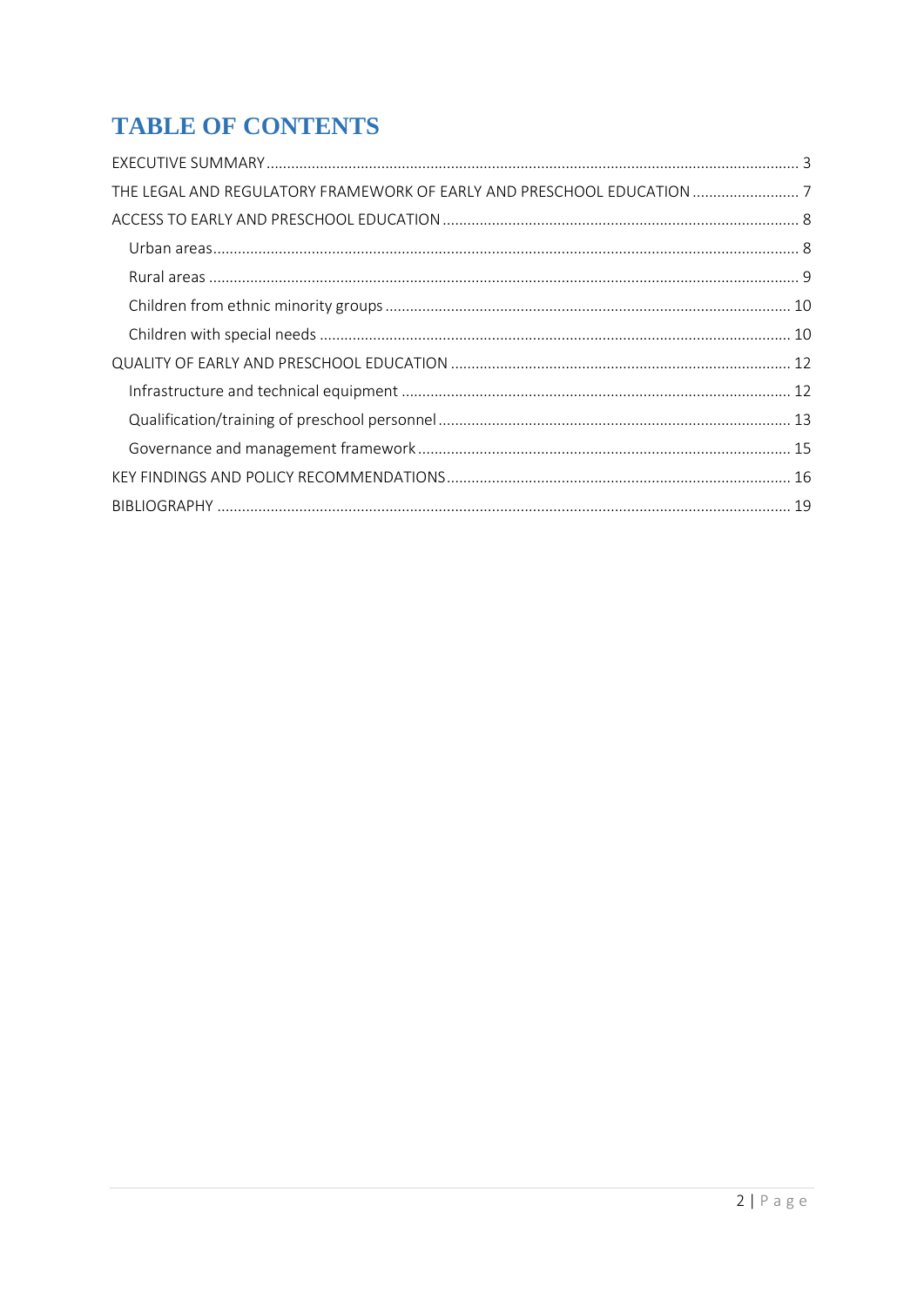# TABLE OF CONTENTS

EXECUTIVE SUMMARY ........ 3

THE LEGAL AND REGULATORY FRAMEWORK OF EARLY AND PRESCHOOL EDUCATION ........ 7

ACCESS TO EARLY AND PRESCHOOL EDUCATION ........ 8

- Urban areas ........ 8
- Rural areas ........ 9
- Children from ethnic minority groups ........ 10
- Children with special needs ........ 10

QUALITY OF EARLY AND PRESCHOOL EDUCATION ........ 12

- Infrastructure and technical equipment ........ 12
- Qualification/training of preschool personnel ........ 13
- Governance and management framework ........ 15

KEY FINDINGS AND POLICY RECOMMENDATIONS ........ 16

BIBLIOGRAPHY ........ 19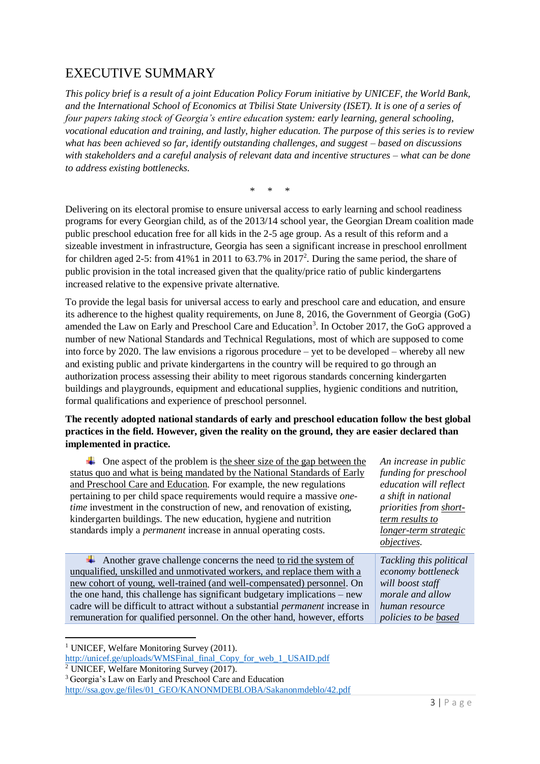# EXECUTIVE SUMMARY

*This policy brief is a result of a joint Education Policy Forum initiative by UNICEF, the World Bank, and the International School of Economics at Tbilisi State University (ISET). It is one of a series of four papers taking stock of Georgia's entire education system: early learning, general schooling, vocational education and training, and lastly, higher education. The purpose of this series is to review what has been achieved so far, identify outstanding challenges, and suggest – based on discussions with stakeholders and a careful analysis of relevant data and incentive structures – what can be done to address existing bottlenecks.*

\* \* \*

Delivering on its electoral promise to ensure universal access to early learning and school readiness programs for every Georgian child, as of the 2013/14 school year, the Georgian Dream coalition made public preschool education free for all kids in the 2-5 age group. As a result of this reform and a sizeable investment in infrastructure, Georgia has seen a significant increase in preschool enrollment for children aged 2-5: from 41%[1] in 2011 to 63.7% in 2017[2]. During the same period, the share of public provision in the total increased given that the quality/price ratio of public kindergartens increased relative to the expensive private alternative.

To provide the legal basis for universal access to early and preschool care and education, and ensure its adherence to the highest quality requirements, on June 8, 2016, the Government of Georgia (GoG) amended the Law on Early and Preschool Care and Education[3]. In October 2017, the GoG approved a number of new National Standards and Technical Regulations, most of which are supposed to come into force by 2020. The law envisions a rigorous procedure – yet to be developed – whereby all new and existing public and private kindergartens in the country will be required to go through an authorization process assessing their ability to meet rigorous standards concerning kindergarten buildings and playgrounds, equipment and educational supplies, hygienic conditions and nutrition, formal qualifications and experience of preschool personnel.

**The recently adopted national standards of early and preschool education follow the best global practices in the field. However, given the reality on the ground, they are easier declared than implemented in practice.**

- One aspect of the problem is <u>the sheer size of the gap between the status quo and what is being mandated by the National Standards of Early and Preschool Care and Education</u>. For example, the new regulations pertaining to per child space requirements would require a massive *one-time* investment in the construction of new, and renovation of existing, kindergarten buildings. The new education, hygiene and nutrition standards imply a *permanent* increase in annual operating costs.

  *An increase in public funding for preschool education will reflect a shift in national priorities from <u>short-term results to longer-term strategic objectives</u>.*

- Another grave challenge concerns the need <u>to rid the system of unqualified, unskilled and unmotivated workers, and replace them with a new cohort of young, well-trained (and well-compensated) personnel</u>. On the one hand, this challenge has significant budgetary implications – new cadre will be difficult to attract without a substantial *permanent* increase in remuneration for qualified personnel. On the other hand, however, efforts

  *Tackling this political economy bottleneck will boost staff morale and allow human resource policies to be <u>based</u>*

[1] UNICEF, Welfare Monitoring Survey (2011). http://unicef.ge/uploads/WMSFinal_final_Copy_for_web_1_USAID.pdf

[2] UNICEF, Welfare Monitoring Survey (2017).

[3] Georgia's Law on Early and Preschool Care and Education http://ssa.gov.ge/files/01_GEO/KANONMDEBLOBA/Sakanonmdeblo/42.pdf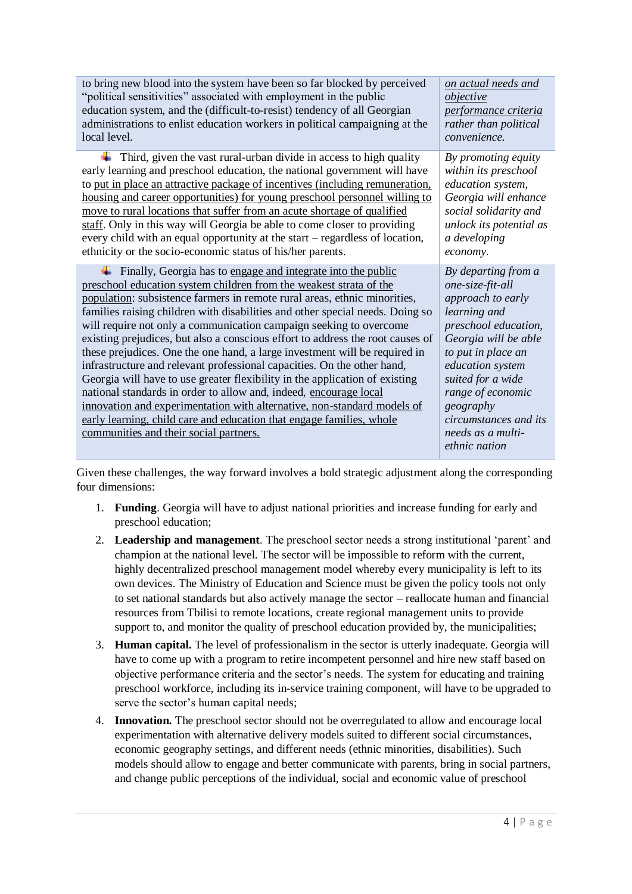| | |
|---|---|
| to bring new blood into the system have been so far blocked by perceived "political sensitivities" associated with employment in the public education system, and the (difficult-to-resist) tendency of all Georgian administrations to enlist education workers in political campaigning at the local level. | *on actual needs and objective performance criteria rather than political convenience.* |
| Third, given the vast rural-urban divide in access to high quality early learning and preschool education, the national government will have to put in place an attractive package of incentives (including remuneration, housing and career opportunities) for young preschool personnel willing to move to rural locations that suffer from an acute shortage of qualified staff. Only in this way will Georgia be able to come closer to providing every child with an equal opportunity at the start – regardless of location, ethnicity or the socio-economic status of his/her parents. | *By promoting equity within its preschool education system, Georgia will enhance social solidarity and unlock its potential as a developing economy.* |
| Finally, Georgia has to engage and integrate into the public preschool education system children from the weakest strata of the population: subsistence farmers in remote rural areas, ethnic minorities, families raising children with disabilities and other special needs. Doing so will require not only a communication campaign seeking to overcome existing prejudices, but also a conscious effort to address the root causes of these prejudices. One the one hand, a large investment will be required in infrastructure and relevant professional capacities. On the other hand, Georgia will have to use greater flexibility in the application of existing national standards in order to allow and, indeed, encourage local innovation and experimentation with alternative, non-standard models of early learning, child care and education that engage families, whole communities and their social partners. | *By departing from a one-size-fit-all approach to early learning and preschool education, Georgia will be able to put in place an education system suited for a wide range of economic geography circumstances and its needs as a multi-ethnic nation* |

Given these challenges, the way forward involves a bold strategic adjustment along the corresponding four dimensions:

1. **Funding**. Georgia will have to adjust national priorities and increase funding for early and preschool education;
2. **Leadership and management**. The preschool sector needs a strong institutional 'parent' and champion at the national level. The sector will be impossible to reform with the current, highly decentralized preschool management model whereby every municipality is left to its own devices. The Ministry of Education and Science must be given the policy tools not only to set national standards but also actively manage the sector – reallocate human and financial resources from Tbilisi to remote locations, create regional management units to provide support to, and monitor the quality of preschool education provided by, the municipalities;
3. **Human capital.** The level of professionalism in the sector is utterly inadequate. Georgia will have to come up with a program to retire incompetent personnel and hire new staff based on objective performance criteria and the sector's needs. The system for educating and training preschool workforce, including its in-service training component, will have to be upgraded to serve the sector's human capital needs;
4. **Innovation.** The preschool sector should not be overregulated to allow and encourage local experimentation with alternative delivery models suited to different social circumstances, economic geography settings, and different needs (ethnic minorities, disabilities). Such models should allow to engage and better communicate with parents, bring in social partners, and change public perceptions of the individual, social and economic value of preschool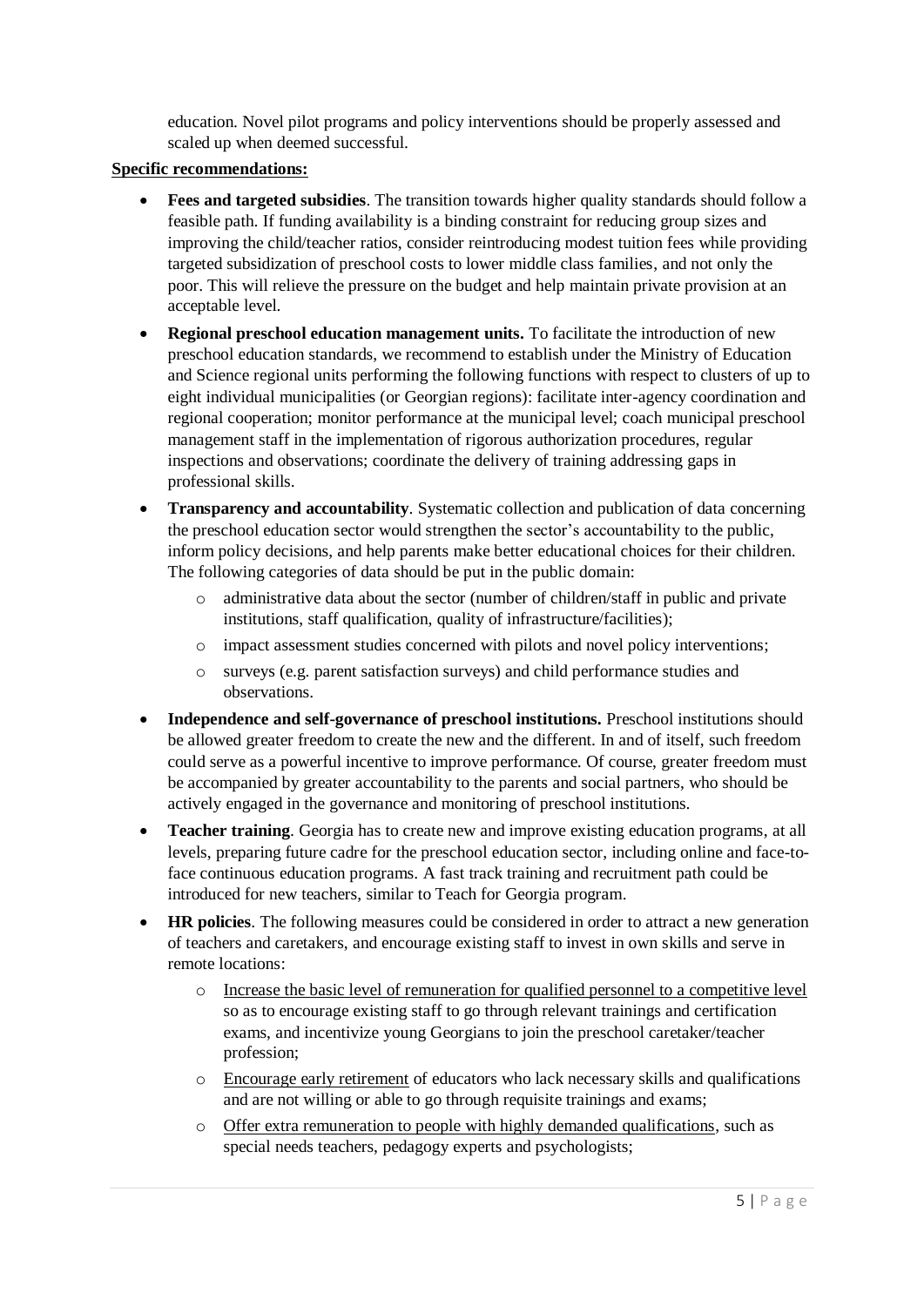education. Novel pilot programs and policy interventions should be properly assessed and scaled up when deemed successful.

**Specific recommendations:**

- **Fees and targeted subsidies**. The transition towards higher quality standards should follow a feasible path. If funding availability is a binding constraint for reducing group sizes and improving the child/teacher ratios, consider reintroducing modest tuition fees while providing targeted subsidization of preschool costs to lower middle class families, and not only the poor. This will relieve the pressure on the budget and help maintain private provision at an acceptable level.
- **Regional preschool education management units.** To facilitate the introduction of new preschool education standards, we recommend to establish under the Ministry of Education and Science regional units performing the following functions with respect to clusters of up to eight individual municipalities (or Georgian regions): facilitate inter-agency coordination and regional cooperation; monitor performance at the municipal level; coach municipal preschool management staff in the implementation of rigorous authorization procedures, regular inspections and observations; coordinate the delivery of training addressing gaps in professional skills.
- **Transparency and accountability**. Systematic collection and publication of data concerning the preschool education sector would strengthen the sector's accountability to the public, inform policy decisions, and help parents make better educational choices for their children. The following categories of data should be put in the public domain:
    - administrative data about the sector (number of children/staff in public and private institutions, staff qualification, quality of infrastructure/facilities);
    - impact assessment studies concerned with pilots and novel policy interventions;
    - surveys (e.g. parent satisfaction surveys) and child performance studies and observations.
- **Independence and self-governance of preschool institutions.** Preschool institutions should be allowed greater freedom to create the new and the different. In and of itself, such freedom could serve as a powerful incentive to improve performance. Of course, greater freedom must be accompanied by greater accountability to the parents and social partners, who should be actively engaged in the governance and monitoring of preschool institutions.
- **Teacher training**. Georgia has to create new and improve existing education programs, at all levels, preparing future cadre for the preschool education sector, including online and face-to-face continuous education programs. A fast track training and recruitment path could be introduced for new teachers, similar to Teach for Georgia program.
- **HR policies**. The following measures could be considered in order to attract a new generation of teachers and caretakers, and encourage existing staff to invest in own skills and serve in remote locations:
    - Increase the basic level of remuneration for qualified personnel to a competitive level so as to encourage existing staff to go through relevant trainings and certification exams, and incentivize young Georgians to join the preschool caretaker/teacher profession;
    - Encourage early retirement of educators who lack necessary skills and qualifications and are not willing or able to go through requisite trainings and exams;
    - Offer extra remuneration to people with highly demanded qualifications, such as special needs teachers, pedagogy experts and psychologists;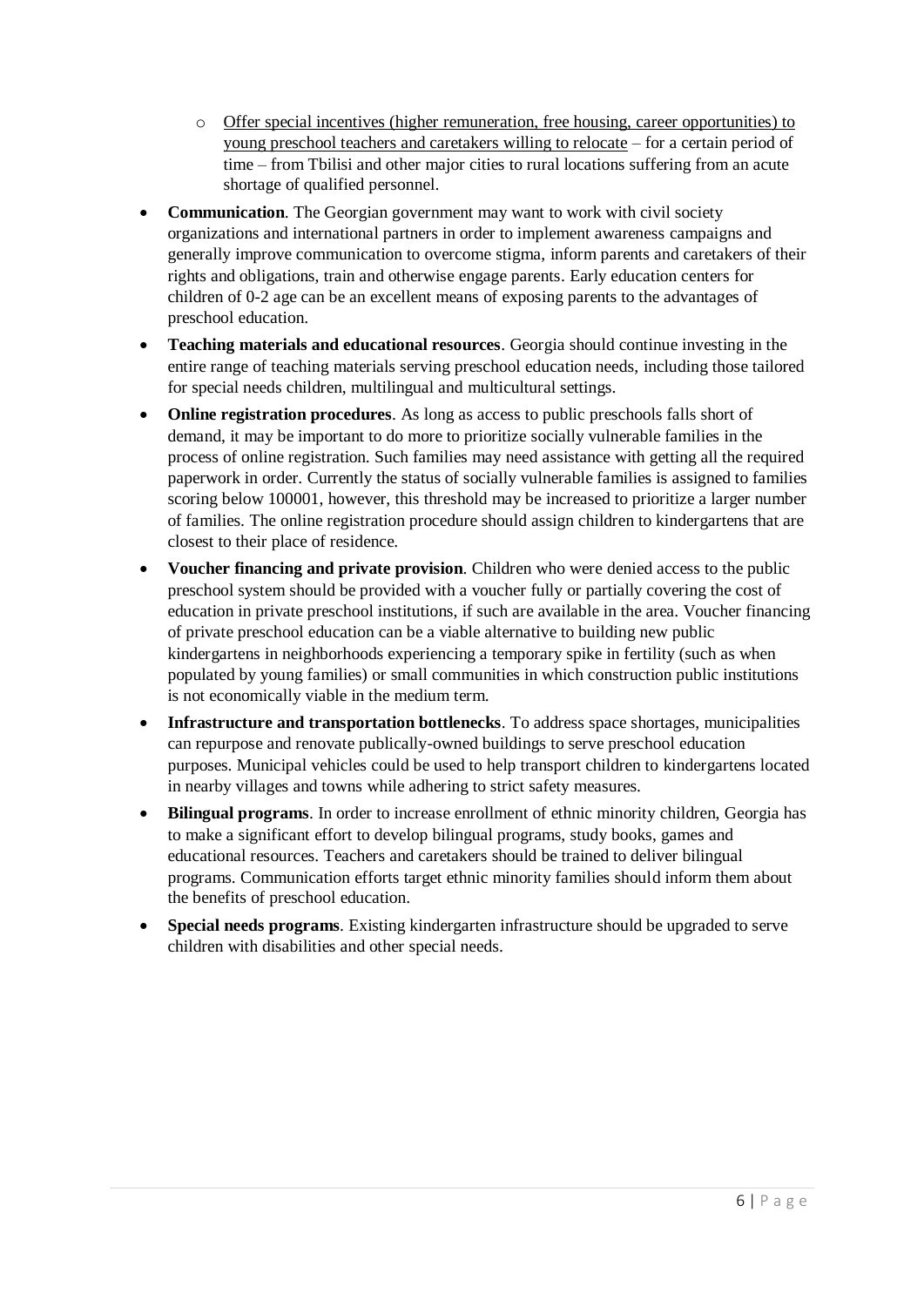- <u>Offer special incentives (higher remuneration, free housing, career opportunities) to young preschool teachers and caretakers willing to relocate</u> – for a certain period of time – from Tbilisi and other major cities to rural locations suffering from an acute shortage of qualified personnel.

- **Communication**. The Georgian government may want to work with civil society organizations and international partners in order to implement awareness campaigns and generally improve communication to overcome stigma, inform parents and caretakers of their rights and obligations, train and otherwise engage parents. Early education centers for children of 0-2 age can be an excellent means of exposing parents to the advantages of preschool education.
- **Teaching materials and educational resources**. Georgia should continue investing in the entire range of teaching materials serving preschool education needs, including those tailored for special needs children, multilingual and multicultural settings.
- **Online registration procedures**. As long as access to public preschools falls short of demand, it may be important to do more to prioritize socially vulnerable families in the process of online registration. Such families may need assistance with getting all the required paperwork in order. Currently the status of socially vulnerable families is assigned to families scoring below 100001, however, this threshold may be increased to prioritize a larger number of families. The online registration procedure should assign children to kindergartens that are closest to their place of residence.
- **Voucher financing and private provision**. Children who were denied access to the public preschool system should be provided with a voucher fully or partially covering the cost of education in private preschool institutions, if such are available in the area. Voucher financing of private preschool education can be a viable alternative to building new public kindergartens in neighborhoods experiencing a temporary spike in fertility (such as when populated by young families) or small communities in which construction public institutions is not economically viable in the medium term.
- **Infrastructure and transportation bottlenecks**. To address space shortages, municipalities can repurpose and renovate publically-owned buildings to serve preschool education purposes. Municipal vehicles could be used to help transport children to kindergartens located in nearby villages and towns while adhering to strict safety measures.
- **Bilingual programs**. In order to increase enrollment of ethnic minority children, Georgia has to make a significant effort to develop bilingual programs, study books, games and educational resources. Teachers and caretakers should be trained to deliver bilingual programs. Communication efforts target ethnic minority families should inform them about the benefits of preschool education.
- **Special needs programs**. Existing kindergarten infrastructure should be upgraded to serve children with disabilities and other special needs.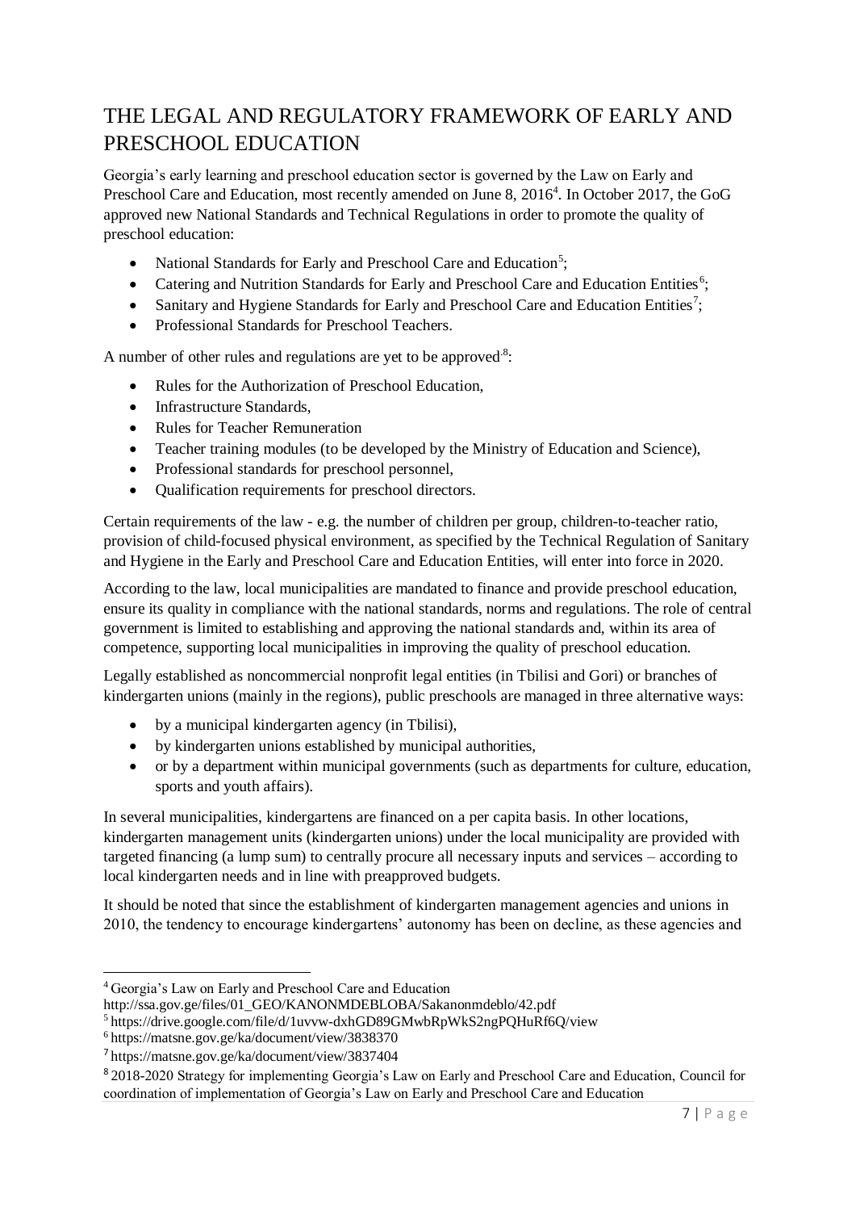# THE LEGAL AND REGULATORY FRAMEWORK OF EARLY AND PRESCHOOL EDUCATION

Georgia's early learning and preschool education sector is governed by the Law on Early and Preschool Care and Education, most recently amended on June 8, 2016[4]. In October 2017, the GoG approved new National Standards and Technical Regulations in order to promote the quality of preschool education:

- National Standards for Early and Preschool Care and Education[5];
- Catering and Nutrition Standards for Early and Preschool Care and Education Entities[6];
- Sanitary and Hygiene Standards for Early and Preschool Care and Education Entities[7];
- Professional Standards for Preschool Teachers.

A number of other rules and regulations are yet to be approved.[8]:

- Rules for the Authorization of Preschool Education,
- Infrastructure Standards,
- Rules for Teacher Remuneration
- Teacher training modules (to be developed by the Ministry of Education and Science),
- Professional standards for preschool personnel,
- Qualification requirements for preschool directors.

Certain requirements of the law - e.g. the number of children per group, children-to-teacher ratio, provision of child-focused physical environment, as specified by the Technical Regulation of Sanitary and Hygiene in the Early and Preschool Care and Education Entities, will enter into force in 2020.

According to the law, local municipalities are mandated to finance and provide preschool education, ensure its quality in compliance with the national standards, norms and regulations. The role of central government is limited to establishing and approving the national standards and, within its area of competence, supporting local municipalities in improving the quality of preschool education.

Legally established as noncommercial nonprofit legal entities (in Tbilisi and Gori) or branches of kindergarten unions (mainly in the regions), public preschools are managed in three alternative ways:

- by a municipal kindergarten agency (in Tbilisi),
- by kindergarten unions established by municipal authorities,
- or by a department within municipal governments (such as departments for culture, education, sports and youth affairs).

In several municipalities, kindergartens are financed on a per capita basis. In other locations, kindergarten management units (kindergarten unions) under the local municipality are provided with targeted financing (a lump sum) to centrally procure all necessary inputs and services – according to local kindergarten needs and in line with preapproved budgets.

It should be noted that since the establishment of kindergarten management agencies and unions in 2010, the tendency to encourage kindergartens' autonomy has been on decline, as these agencies and

---

[4] Georgia's Law on Early and Preschool Care and Education http://ssa.gov.ge/files/01_GEO/KANONMDEBLOBA/Sakanonmdeblo/42.pdf

[5] https://drive.google.com/file/d/1uvvw-dxhGD89GMwbRpWkS2ngPQHuRf6Q/view

[6] https://matsne.gov.ge/ka/document/view/3838370

[7] https://matsne.gov.ge/ka/document/view/3837404

[8] 2018-2020 Strategy for implementing Georgia's Law on Early and Preschool Care and Education, Council for coordination of implementation of Georgia's Law on Early and Preschool Care and Education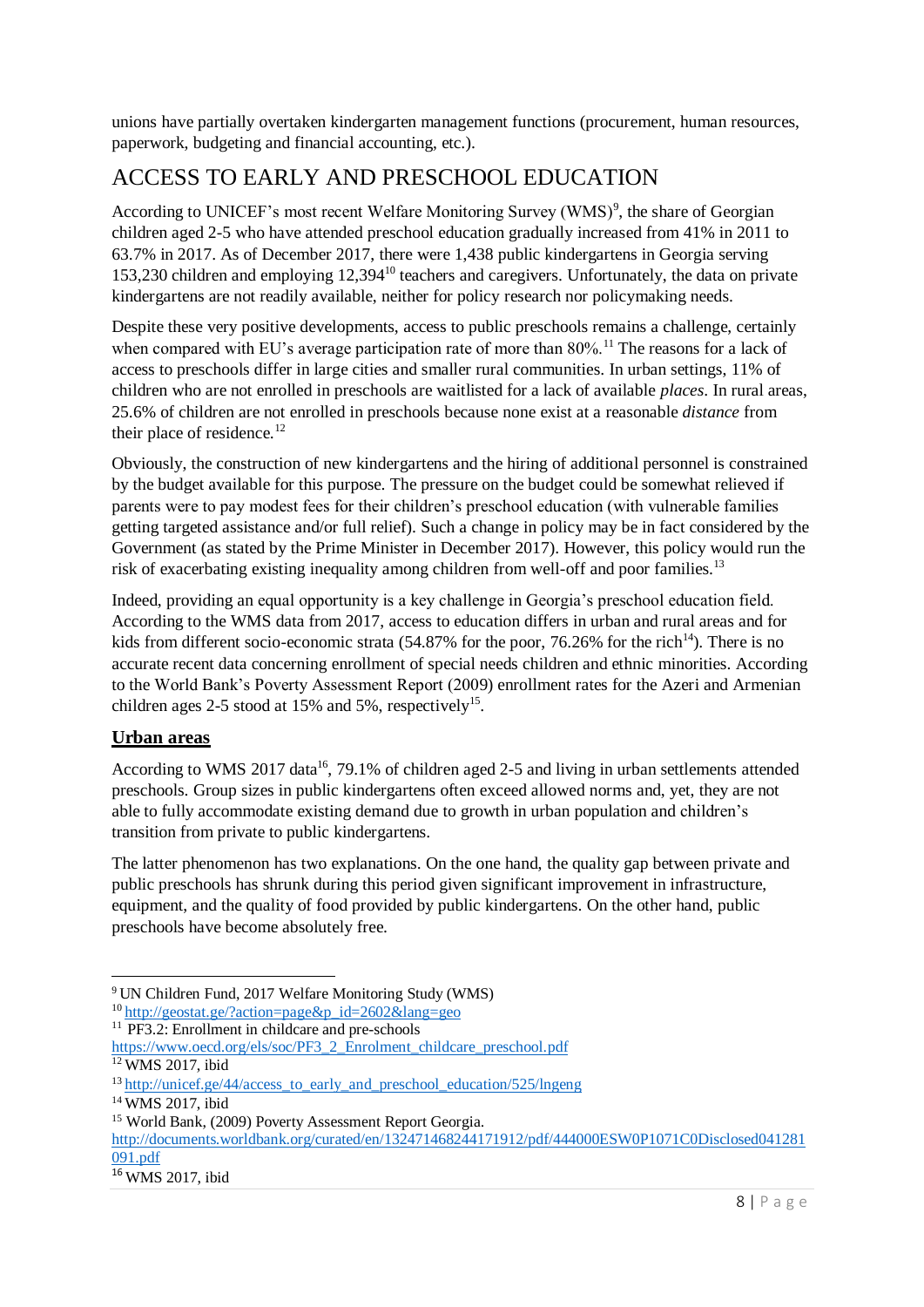unions have partially overtaken kindergarten management functions (procurement, human resources, paperwork, budgeting and financial accounting, etc.).

## ACCESS TO EARLY AND PRESCHOOL EDUCATION

According to UNICEF's most recent Welfare Monitoring Survey (WMS)[9], the share of Georgian children aged 2-5 who have attended preschool education gradually increased from 41% in 2011 to 63.7% in 2017. As of December 2017, there were 1,438 public kindergartens in Georgia serving 153,230 children and employing 12,394[10] teachers and caregivers. Unfortunately, the data on private kindergartens are not readily available, neither for policy research nor policymaking needs.

Despite these very positive developments, access to public preschools remains a challenge, certainly when compared with EU's average participation rate of more than 80%.[11] The reasons for a lack of access to preschools differ in large cities and smaller rural communities. In urban settings, 11% of children who are not enrolled in preschools are waitlisted for a lack of available *places*. In rural areas, 25.6% of children are not enrolled in preschools because none exist at a reasonable *distance* from their place of residence.[12]

Obviously, the construction of new kindergartens and the hiring of additional personnel is constrained by the budget available for this purpose. The pressure on the budget could be somewhat relieved if parents were to pay modest fees for their children's preschool education (with vulnerable families getting targeted assistance and/or full relief). Such a change in policy may be in fact considered by the Government (as stated by the Prime Minister in December 2017). However, this policy would run the risk of exacerbating existing inequality among children from well-off and poor families.[13]

Indeed, providing an equal opportunity is a key challenge in Georgia's preschool education field. According to the WMS data from 2017, access to education differs in urban and rural areas and for kids from different socio-economic strata (54.87% for the poor, 76.26% for the rich[14]). There is no accurate recent data concerning enrollment of special needs children and ethnic minorities. According to the World Bank's Poverty Assessment Report (2009) enrollment rates for the Azeri and Armenian children ages 2-5 stood at 15% and 5%, respectively[15].

### **Urban areas**

According to WMS 2017 data[16], 79.1% of children aged 2-5 and living in urban settlements attended preschools. Group sizes in public kindergartens often exceed allowed norms and, yet, they are not able to fully accommodate existing demand due to growth in urban population and children's transition from private to public kindergartens.

The latter phenomenon has two explanations. On the one hand, the quality gap between private and public preschools has shrunk during this period given significant improvement in infrastructure, equipment, and the quality of food provided by public kindergartens. On the other hand, public preschools have become absolutely free.

---

[9] UN Children Fund, 2017 Welfare Monitoring Study (WMS)

[10] http://geostat.ge/?action=page&p_id=2602&lang=geo

[11] PF3.2: Enrollment in childcare and pre-schools https://www.oecd.org/els/soc/PF3_2_Enrolment_childcare_preschool.pdf

[12] WMS 2017, ibid

[13] http://unicef.ge/44/access_to_early_and_preschool_education/525/lngeng

[14] WMS 2017, ibid

[15] World Bank, (2009) Poverty Assessment Report Georgia. http://documents.worldbank.org/curated/en/132471468244171912/pdf/444000ESW0P1071C0Disclosed041281091.pdf

[16] WMS 2017, ibid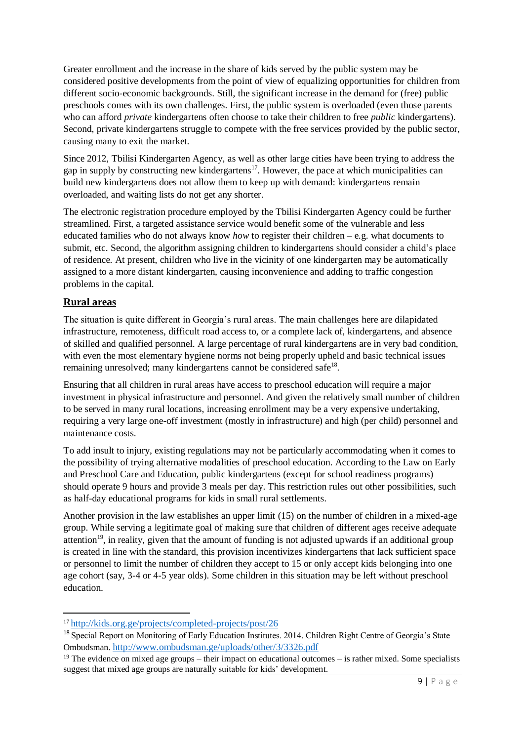Greater enrollment and the increase in the share of kids served by the public system may be considered positive developments from the point of view of equalizing opportunities for children from different socio-economic backgrounds. Still, the significant increase in the demand for (free) public preschools comes with its own challenges. First, the public system is overloaded (even those parents who can afford *private* kindergartens often choose to take their children to free *public* kindergartens). Second, private kindergartens struggle to compete with the free services provided by the public sector, causing many to exit the market.

Since 2012, Tbilisi Kindergarten Agency, as well as other large cities have been trying to address the gap in supply by constructing new kindergartens[17]. However, the pace at which municipalities can build new kindergartens does not allow them to keep up with demand: kindergartens remain overloaded, and waiting lists do not get any shorter.

The electronic registration procedure employed by the Tbilisi Kindergarten Agency could be further streamlined. First, a targeted assistance service would benefit some of the vulnerable and less educated families who do not always know *how* to register their children – e.g. what documents to submit, etc. Second, the algorithm assigning children to kindergartens should consider a child's place of residence. At present, children who live in the vicinity of one kindergarten may be automatically assigned to a more distant kindergarten, causing inconvenience and adding to traffic congestion problems in the capital.

## Rural areas

The situation is quite different in Georgia's rural areas. The main challenges here are dilapidated infrastructure, remoteness, difficult road access to, or a complete lack of, kindergartens, and absence of skilled and qualified personnel. A large percentage of rural kindergartens are in very bad condition, with even the most elementary hygiene norms not being properly upheld and basic technical issues remaining unresolved; many kindergartens cannot be considered safe[18].

Ensuring that all children in rural areas have access to preschool education will require a major investment in physical infrastructure and personnel. And given the relatively small number of children to be served in many rural locations, increasing enrollment may be a very expensive undertaking, requiring a very large one-off investment (mostly in infrastructure) and high (per child) personnel and maintenance costs.

To add insult to injury, existing regulations may not be particularly accommodating when it comes to the possibility of trying alternative modalities of preschool education. According to the Law on Early and Preschool Care and Education, public kindergartens (except for school readiness programs) should operate 9 hours and provide 3 meals per day. This restriction rules out other possibilities, such as half-day educational programs for kids in small rural settlements.

Another provision in the law establishes an upper limit (15) on the number of children in a mixed-age group. While serving a legitimate goal of making sure that children of different ages receive adequate attention[19], in reality, given that the amount of funding is not adjusted upwards if an additional group is created in line with the standard, this provision incentivizes kindergartens that lack sufficient space or personnel to limit the number of children they accept to 15 or only accept kids belonging into one age cohort (say, 3-4 or 4-5 year olds). Some children in this situation may be left without preschool education.

---

[17] http://kids.org.ge/projects/completed-projects/post/26

[18] Special Report on Monitoring of Early Education Institutes. 2014. Children Right Centre of Georgia's State Ombudsman. http://www.ombudsman.ge/uploads/other/3/3326.pdf

[19] The evidence on mixed age groups – their impact on educational outcomes – is rather mixed. Some specialists suggest that mixed age groups are naturally suitable for kids' development.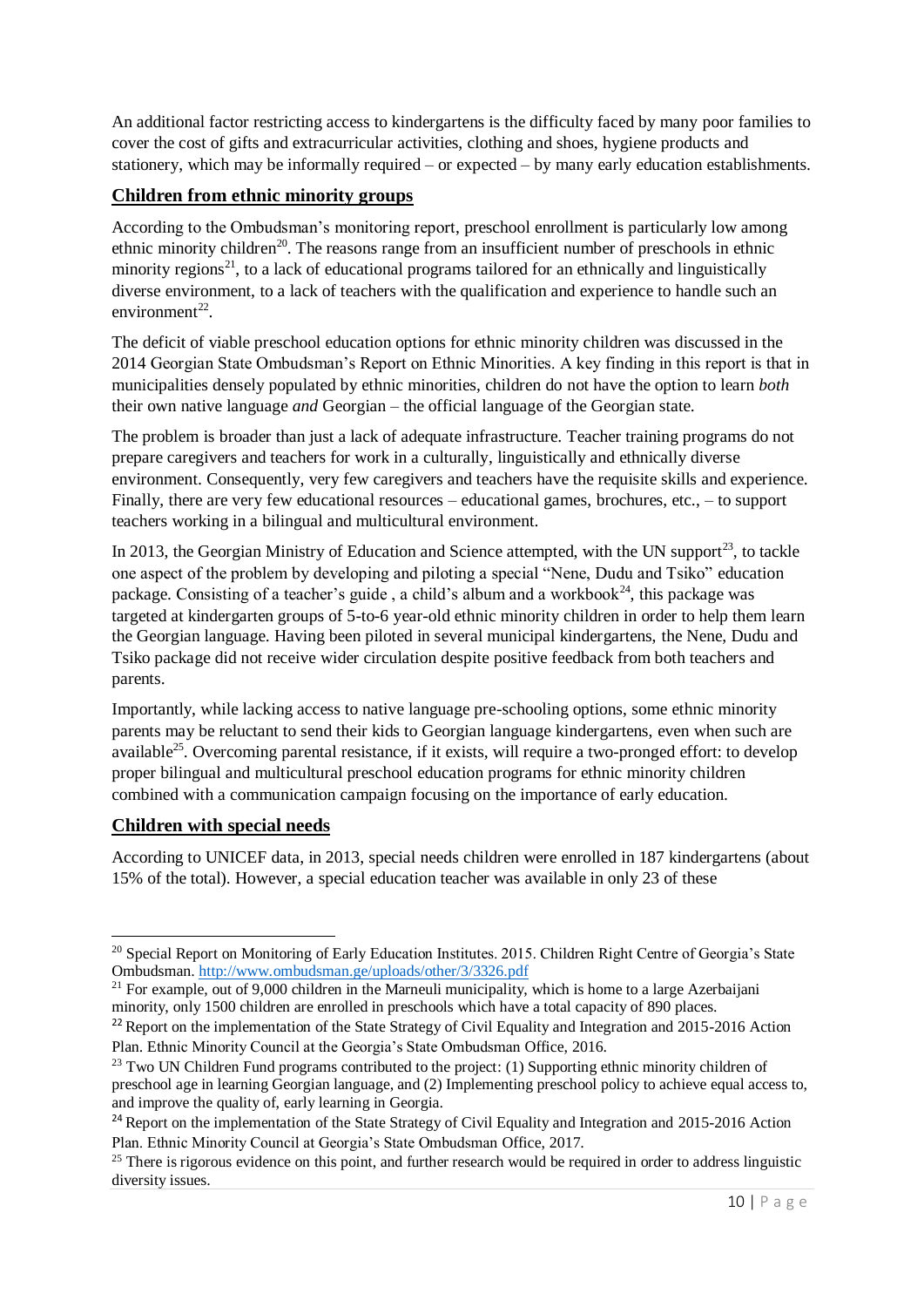An additional factor restricting access to kindergartens is the difficulty faced by many poor families to cover the cost of gifts and extracurricular activities, clothing and shoes, hygiene products and stationery, which may be informally required – or expected – by many early education establishments.

## Children from ethnic minority groups

According to the Ombudsman's monitoring report, preschool enrollment is particularly low among ethnic minority children[20]. The reasons range from an insufficient number of preschools in ethnic minority regions[21], to a lack of educational programs tailored for an ethnically and linguistically diverse environment, to a lack of teachers with the qualification and experience to handle such an environment[22].

The deficit of viable preschool education options for ethnic minority children was discussed in the 2014 Georgian State Ombudsman's Report on Ethnic Minorities. A key finding in this report is that in municipalities densely populated by ethnic minorities, children do not have the option to learn *both* their own native language *and* Georgian – the official language of the Georgian state.

The problem is broader than just a lack of adequate infrastructure. Teacher training programs do not prepare caregivers and teachers for work in a culturally, linguistically and ethnically diverse environment. Consequently, very few caregivers and teachers have the requisite skills and experience. Finally, there are very few educational resources – educational games, brochures, etc., – to support teachers working in a bilingual and multicultural environment.

In 2013, the Georgian Ministry of Education and Science attempted, with the UN support[23], to tackle one aspect of the problem by developing and piloting a special "Nene, Dudu and Tsiko" education package. Consisting of a teacher's guide , a child's album and a workbook[24], this package was targeted at kindergarten groups of 5-to-6 year-old ethnic minority children in order to help them learn the Georgian language. Having been piloted in several municipal kindergartens, the Nene, Dudu and Tsiko package did not receive wider circulation despite positive feedback from both teachers and parents.

Importantly, while lacking access to native language pre-schooling options, some ethnic minority parents may be reluctant to send their kids to Georgian language kindergartens, even when such are available[25]. Overcoming parental resistance, if it exists, will require a two-pronged effort: to develop proper bilingual and multicultural preschool education programs for ethnic minority children combined with a communication campaign focusing on the importance of early education.

## Children with special needs

According to UNICEF data, in 2013, special needs children were enrolled in 187 kindergartens (about 15% of the total). However, a special education teacher was available in only 23 of these

---

[20] Special Report on Monitoring of Early Education Institutes. 2015. Children Right Centre of Georgia's State Ombudsman. http://www.ombudsman.ge/uploads/other/3/3326.pdf

[21] For example, out of 9,000 children in the Marneuli municipality, which is home to a large Azerbaijani minority, only 1500 children are enrolled in preschools which have a total capacity of 890 places.

[22] Report on the implementation of the State Strategy of Civil Equality and Integration and 2015-2016 Action Plan. Ethnic Minority Council at the Georgia's State Ombudsman Office, 2016.

[23] Two UN Children Fund programs contributed to the project: (1) Supporting ethnic minority children of preschool age in learning Georgian language, and (2) Implementing preschool policy to achieve equal access to, and improve the quality of, early learning in Georgia.

[24] Report on the implementation of the State Strategy of Civil Equality and Integration and 2015-2016 Action Plan. Ethnic Minority Council at Georgia's State Ombudsman Office, 2017.

[25] There is rigorous evidence on this point, and further research would be required in order to address linguistic diversity issues.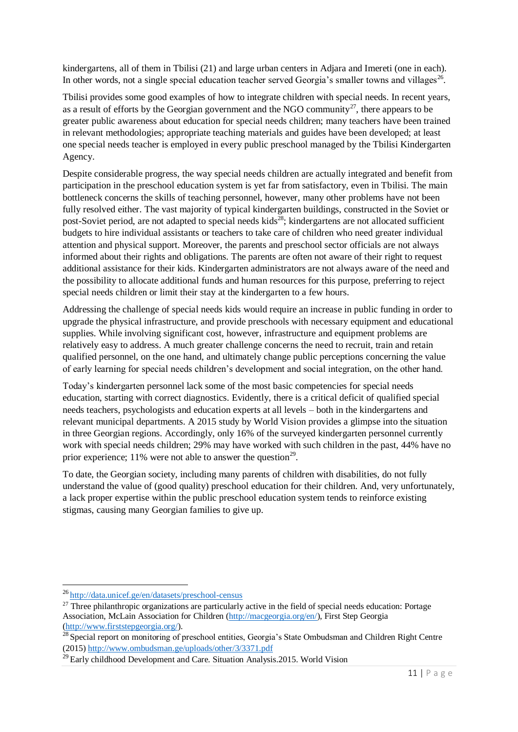kindergartens, all of them in Tbilisi (21) and large urban centers in Adjara and Imereti (one in each). In other words, not a single special education teacher served Georgia's smaller towns and villages[26].

Tbilisi provides some good examples of how to integrate children with special needs. In recent years, as a result of efforts by the Georgian government and the NGO community[27], there appears to be greater public awareness about education for special needs children; many teachers have been trained in relevant methodologies; appropriate teaching materials and guides have been developed; at least one special needs teacher is employed in every public preschool managed by the Tbilisi Kindergarten Agency.

Despite considerable progress, the way special needs children are actually integrated and benefit from participation in the preschool education system is yet far from satisfactory, even in Tbilisi. The main bottleneck concerns the skills of teaching personnel, however, many other problems have not been fully resolved either. The vast majority of typical kindergarten buildings, constructed in the Soviet or post-Soviet period, are not adapted to special needs kids[28]; kindergartens are not allocated sufficient budgets to hire individual assistants or teachers to take care of children who need greater individual attention and physical support. Moreover, the parents and preschool sector officials are not always informed about their rights and obligations. The parents are often not aware of their right to request additional assistance for their kids. Kindergarten administrators are not always aware of the need and the possibility to allocate additional funds and human resources for this purpose, preferring to reject special needs children or limit their stay at the kindergarten to a few hours.

Addressing the challenge of special needs kids would require an increase in public funding in order to upgrade the physical infrastructure, and provide preschools with necessary equipment and educational supplies. While involving significant cost, however, infrastructure and equipment problems are relatively easy to address. A much greater challenge concerns the need to recruit, train and retain qualified personnel, on the one hand, and ultimately change public perceptions concerning the value of early learning for special needs children's development and social integration, on the other hand.

Today's kindergarten personnel lack some of the most basic competencies for special needs education, starting with correct diagnostics. Evidently, there is a critical deficit of qualified special needs teachers, psychologists and education experts at all levels – both in the kindergartens and relevant municipal departments. A 2015 study by World Vision provides a glimpse into the situation in three Georgian regions. Accordingly, only 16% of the surveyed kindergarten personnel currently work with special needs children; 29% may have worked with such children in the past, 44% have no prior experience; 11% were not able to answer the question[29].

To date, the Georgian society, including many parents of children with disabilities, do not fully understand the value of (good quality) preschool education for their children. And, very unfortunately, a lack proper expertise within the public preschool education system tends to reinforce existing stigmas, causing many Georgian families to give up.

---

[26] http://data.unicef.ge/en/datasets/preschool-census

[27] Three philanthropic organizations are particularly active in the field of special needs education: Portage Association, McLain Association for Children (http://macgeorgia.org/en/), First Step Georgia (http://www.firststepgeorgia.org/).

[28] Special report on monitoring of preschool entities, Georgia's State Ombudsman and Children Right Centre (2015) http://www.ombudsman.ge/uploads/other/3/3371.pdf

[29] Early childhood Development and Care. Situation Analysis.2015. World Vision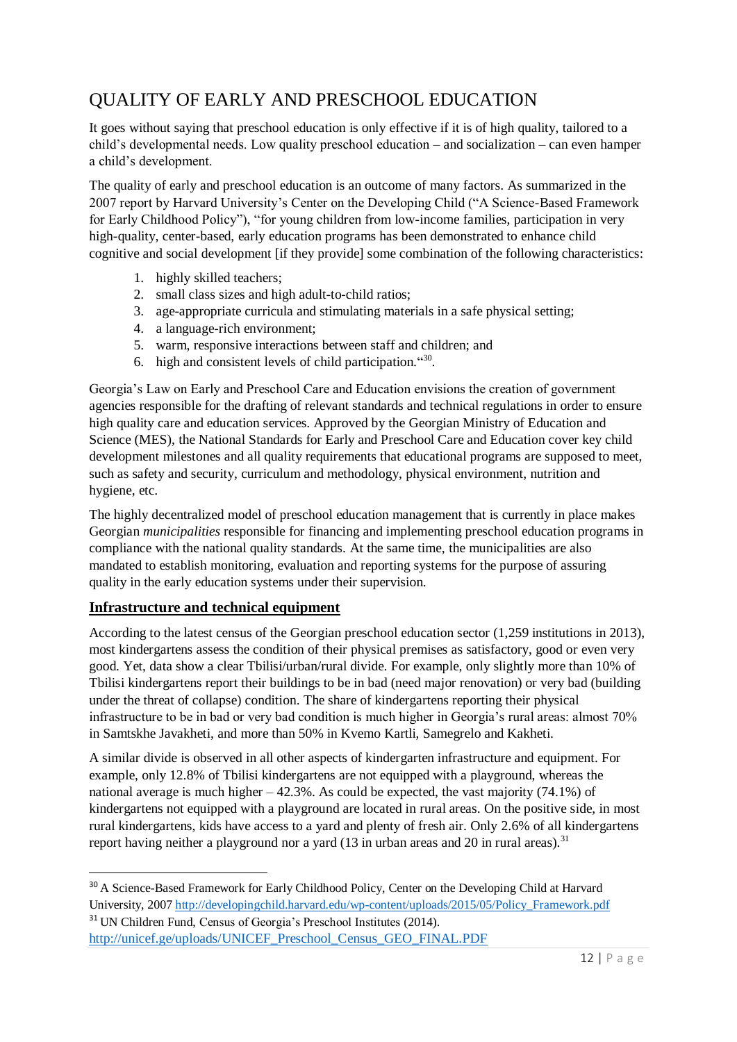## QUALITY OF EARLY AND PRESCHOOL EDUCATION

It goes without saying that preschool education is only effective if it is of high quality, tailored to a child's developmental needs. Low quality preschool education – and socialization – can even hamper a child's development.

The quality of early and preschool education is an outcome of many factors. As summarized in the 2007 report by Harvard University's Center on the Developing Child ("A Science-Based Framework for Early Childhood Policy"), "for young children from low-income families, participation in very high-quality, center-based, early education programs has been demonstrated to enhance child cognitive and social development [if they provide] some combination of the following characteristics:

1. highly skilled teachers;
2. small class sizes and high adult-to-child ratios;
3. age-appropriate curricula and stimulating materials in a safe physical setting;
4. a language-rich environment;
5. warm, responsive interactions between staff and children; and
6. high and consistent levels of child participation."[30].

Georgia's Law on Early and Preschool Care and Education envisions the creation of government agencies responsible for the drafting of relevant standards and technical regulations in order to ensure high quality care and education services. Approved by the Georgian Ministry of Education and Science (MES), the National Standards for Early and Preschool Care and Education cover key child development milestones and all quality requirements that educational programs are supposed to meet, such as safety and security, curriculum and methodology, physical environment, nutrition and hygiene, etc.

The highly decentralized model of preschool education management that is currently in place makes Georgian *municipalities* responsible for financing and implementing preschool education programs in compliance with the national quality standards. At the same time, the municipalities are also mandated to establish monitoring, evaluation and reporting systems for the purpose of assuring quality in the early education systems under their supervision.

### Infrastructure and technical equipment

According to the latest census of the Georgian preschool education sector (1,259 institutions in 2013), most kindergartens assess the condition of their physical premises as satisfactory, good or even very good. Yet, data show a clear Tbilisi/urban/rural divide. For example, only slightly more than 10% of Tbilisi kindergartens report their buildings to be in bad (need major renovation) or very bad (building under the threat of collapse) condition. The share of kindergartens reporting their physical infrastructure to be in bad or very bad condition is much higher in Georgia's rural areas: almost 70% in Samtskhe Javakheti, and more than 50% in Kvemo Kartli, Samegrelo and Kakheti.

A similar divide is observed in all other aspects of kindergarten infrastructure and equipment. For example, only 12.8% of Tbilisi kindergartens are not equipped with a playground, whereas the national average is much higher – 42.3%. As could be expected, the vast majority (74.1%) of kindergartens not equipped with a playground are located in rural areas. On the positive side, in most rural kindergartens, kids have access to a yard and plenty of fresh air. Only 2.6% of all kindergartens report having neither a playground nor a yard (13 in urban areas and 20 in rural areas).[31]

---

[30] A Science-Based Framework for Early Childhood Policy, Center on the Developing Child at Harvard University, 2007 http://developingchild.harvard.edu/wp-content/uploads/2015/05/Policy_Framework.pdf

[31] UN Children Fund, Census of Georgia's Preschool Institutes (2014). http://unicef.ge/uploads/UNICEF_Preschool_Census_GEO_FINAL.PDF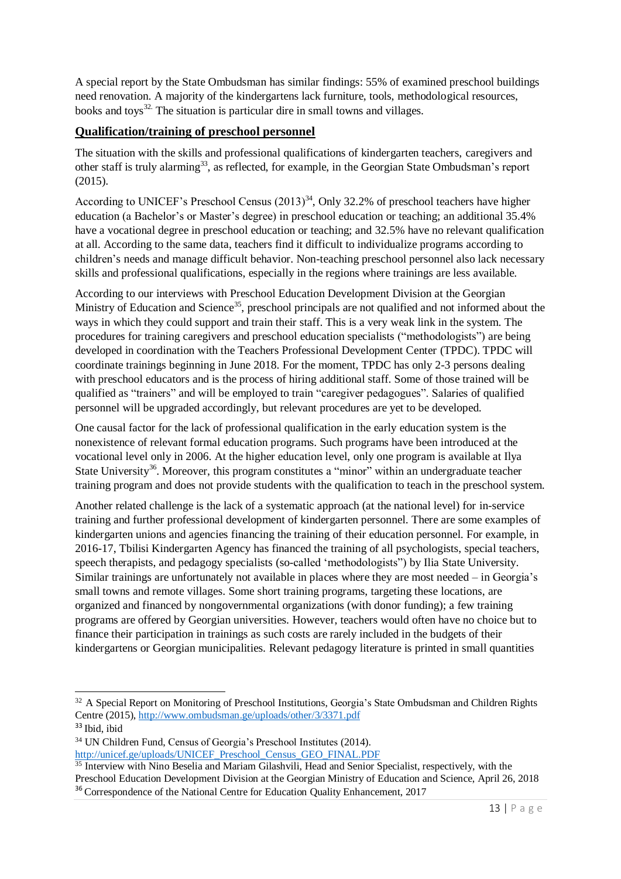A special report by the State Ombudsman has similar findings: 55% of examined preschool buildings need renovation. A majority of the kindergartens lack furniture, tools, methodological resources, books and toys[32.] The situation is particular dire in small towns and villages.

## Qualification/training of preschool personnel

The situation with the skills and professional qualifications of kindergarten teachers, caregivers and other staff is truly alarming[33], as reflected, for example, in the Georgian State Ombudsman's report (2015).

According to UNICEF's Preschool Census (2013)[34], Only 32.2% of preschool teachers have higher education (a Bachelor's or Master's degree) in preschool education or teaching; an additional 35.4% have a vocational degree in preschool education or teaching; and 32.5% have no relevant qualification at all. According to the same data, teachers find it difficult to individualize programs according to children's needs and manage difficult behavior. Non-teaching preschool personnel also lack necessary skills and professional qualifications, especially in the regions where trainings are less available.

According to our interviews with Preschool Education Development Division at the Georgian Ministry of Education and Science[35], preschool principals are not qualified and not informed about the ways in which they could support and train their staff. This is a very weak link in the system. The procedures for training caregivers and preschool education specialists ("methodologists") are being developed in coordination with the Teachers Professional Development Center (TPDC). TPDC will coordinate trainings beginning in June 2018. For the moment, TPDC has only 2-3 persons dealing with preschool educators and is the process of hiring additional staff. Some of those trained will be qualified as "trainers" and will be employed to train "caregiver pedagogues". Salaries of qualified personnel will be upgraded accordingly, but relevant procedures are yet to be developed.

One causal factor for the lack of professional qualification in the early education system is the nonexistence of relevant formal education programs. Such programs have been introduced at the vocational level only in 2006. At the higher education level, only one program is available at Ilya State University[36]. Moreover, this program constitutes a "minor" within an undergraduate teacher training program and does not provide students with the qualification to teach in the preschool system.

Another related challenge is the lack of a systematic approach (at the national level) for in-service training and further professional development of kindergarten personnel. There are some examples of kindergarten unions and agencies financing the training of their education personnel. For example, in 2016-17, Tbilisi Kindergarten Agency has financed the training of all psychologists, special teachers, speech therapists, and pedagogy specialists (so-called 'methodologists") by Ilia State University. Similar trainings are unfortunately not available in places where they are most needed – in Georgia's small towns and remote villages. Some short training programs, targeting these locations, are organized and financed by nongovernmental organizations (with donor funding); a few training programs are offered by Georgian universities. However, teachers would often have no choice but to finance their participation in trainings as such costs are rarely included in the budgets of their kindergartens or Georgian municipalities. Relevant pedagogy literature is printed in small quantities

---

[32] A Special Report on Monitoring of Preschool Institutions, Georgia's State Ombudsman and Children Rights Centre (2015), http://www.ombudsman.ge/uploads/other/3/3371.pdf

[33] Ibid, ibid

[34] UN Children Fund, Census of Georgia's Preschool Institutes (2014). http://unicef.ge/uploads/UNICEF_Preschool_Census_GEO_FINAL.PDF

[35] Interview with Nino Beselia and Mariam Gilashvili, Head and Senior Specialist, respectively, with the Preschool Education Development Division at the Georgian Ministry of Education and Science, April 26, 2018

[36] Correspondence of the National Centre for Education Quality Enhancement, 2017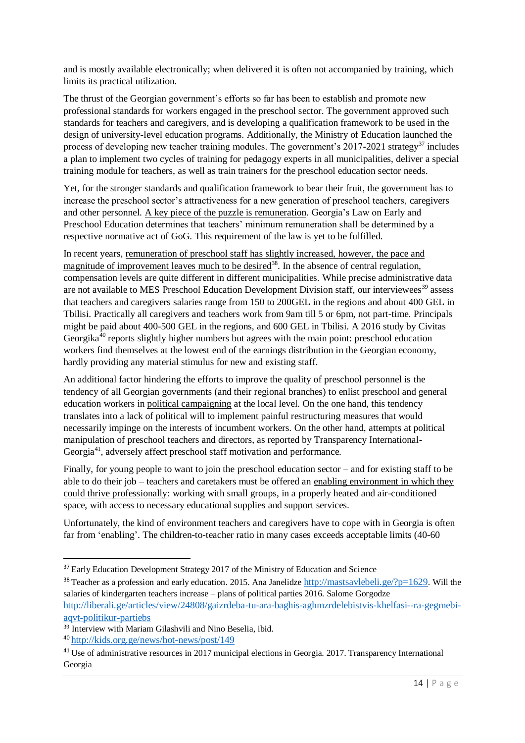and is mostly available electronically; when delivered it is often not accompanied by training, which limits its practical utilization.

The thrust of the Georgian government's efforts so far has been to establish and promote new professional standards for workers engaged in the preschool sector. The government approved such standards for teachers and caregivers, and is developing a qualification framework to be used in the design of university-level education programs. Additionally, the Ministry of Education launched the process of developing new teacher training modules. The government's 2017-2021 strategy[37] includes a plan to implement two cycles of training for pedagogy experts in all municipalities, deliver a special training module for teachers, as well as train trainers for the preschool education sector needs.

Yet, for the stronger standards and qualification framework to bear their fruit, the government has to increase the preschool sector's attractiveness for a new generation of preschool teachers, caregivers and other personnel. A key piece of the puzzle is remuneration. Georgia's Law on Early and Preschool Education determines that teachers' minimum remuneration shall be determined by a respective normative act of GoG. This requirement of the law is yet to be fulfilled.

In recent years, remuneration of preschool staff has slightly increased, however, the pace and magnitude of improvement leaves much to be desired[38]. In the absence of central regulation, compensation levels are quite different in different municipalities. While precise administrative data are not available to MES Preschool Education Development Division staff, our interviewees[39] assess that teachers and caregivers salaries range from 150 to 200GEL in the regions and about 400 GEL in Tbilisi. Practically all caregivers and teachers work from 9am till 5 or 6pm, not part-time. Principals might be paid about 400-500 GEL in the regions, and 600 GEL in Tbilisi. A 2016 study by Civitas Georgika[40] reports slightly higher numbers but agrees with the main point: preschool education workers find themselves at the lowest end of the earnings distribution in the Georgian economy, hardly providing any material stimulus for new and existing staff.

An additional factor hindering the efforts to improve the quality of preschool personnel is the tendency of all Georgian governments (and their regional branches) to enlist preschool and general education workers in political campaigning at the local level. On the one hand, this tendency translates into a lack of political will to implement painful restructuring measures that would necessarily impinge on the interests of incumbent workers. On the other hand, attempts at political manipulation of preschool teachers and directors, as reported by Transparency International-Georgia[41], adversely affect preschool staff motivation and performance.

Finally, for young people to want to join the preschool education sector – and for existing staff to be able to do their job – teachers and caretakers must be offered an enabling environment in which they could thrive professionally: working with small groups, in a properly heated and air-conditioned space, with access to necessary educational supplies and support services.

Unfortunately, the kind of environment teachers and caregivers have to cope with in Georgia is often far from 'enabling'. The children-to-teacher ratio in many cases exceeds acceptable limits (40-60

---

[37] Early Education Development Strategy 2017 of the Ministry of Education and Science

[38] Teacher as a profession and early education. 2015. Ana Janelidze http://mastsavlebeli.ge/?p=1629. Will the salaries of kindergarten teachers increase – plans of political parties 2016. Salome Gorgodze http://liberali.ge/articles/view/24808/gaizrdeba-tu-ara-baghis-aghmzrdelebistvis-khelfasi--ra-gegmebi-aqvt-politikur-partiebs

[39] Interview with Mariam Gilashvili and Nino Beselia, ibid.

[40] http://kids.org.ge/news/hot-news/post/149

[41] Use of administrative resources in 2017 municipal elections in Georgia. 2017. Transparency International Georgia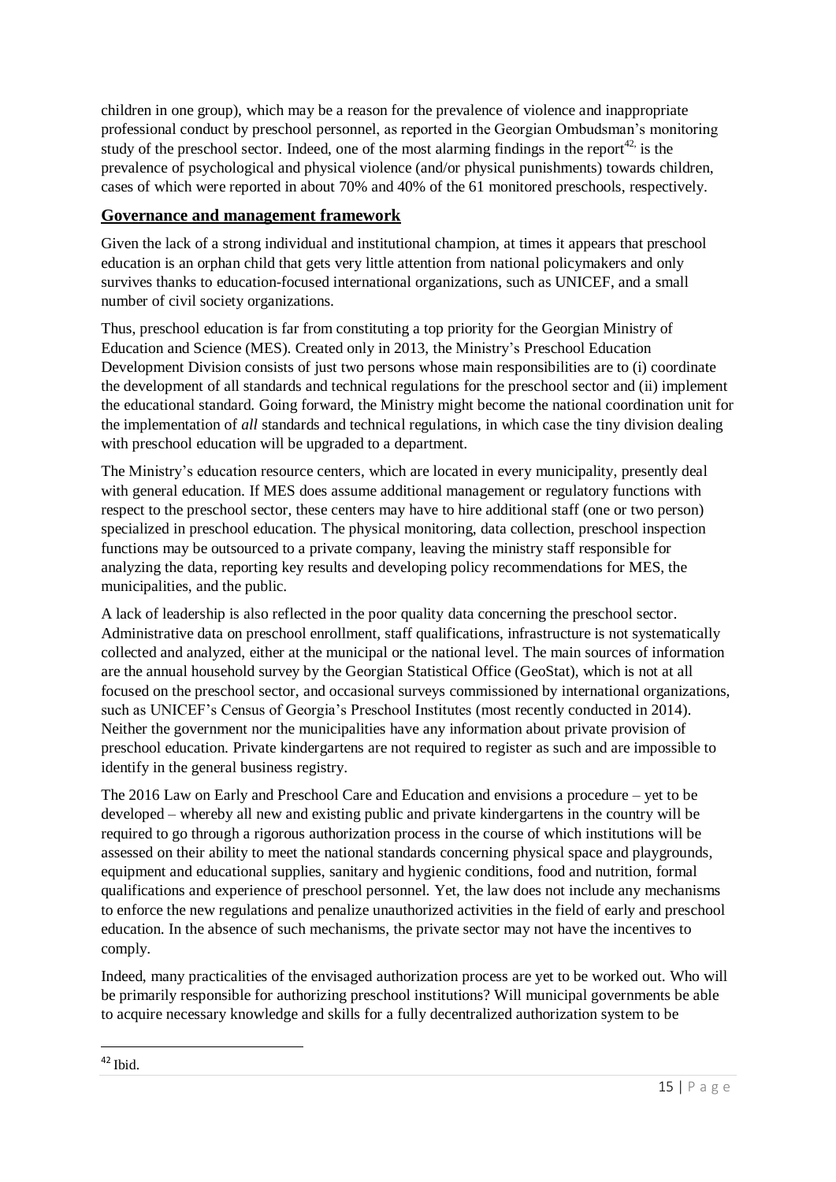children in one group), which may be a reason for the prevalence of violence and inappropriate professional conduct by preschool personnel, as reported in the Georgian Ombudsman's monitoring study of the preschool sector. Indeed, one of the most alarming findings in the report[42] is the prevalence of psychological and physical violence (and/or physical punishments) towards children, cases of which were reported in about 70% and 40% of the 61 monitored preschools, respectively.

## Governance and management framework

Given the lack of a strong individual and institutional champion, at times it appears that preschool education is an orphan child that gets very little attention from national policymakers and only survives thanks to education-focused international organizations, such as UNICEF, and a small number of civil society organizations.

Thus, preschool education is far from constituting a top priority for the Georgian Ministry of Education and Science (MES). Created only in 2013, the Ministry's Preschool Education Development Division consists of just two persons whose main responsibilities are to (i) coordinate the development of all standards and technical regulations for the preschool sector and (ii) implement the educational standard. Going forward, the Ministry might become the national coordination unit for the implementation of *all* standards and technical regulations, in which case the tiny division dealing with preschool education will be upgraded to a department.

The Ministry's education resource centers, which are located in every municipality, presently deal with general education. If MES does assume additional management or regulatory functions with respect to the preschool sector, these centers may have to hire additional staff (one or two person) specialized in preschool education. The physical monitoring, data collection, preschool inspection functions may be outsourced to a private company, leaving the ministry staff responsible for analyzing the data, reporting key results and developing policy recommendations for MES, the municipalities, and the public.

A lack of leadership is also reflected in the poor quality data concerning the preschool sector. Administrative data on preschool enrollment, staff qualifications, infrastructure is not systematically collected and analyzed, either at the municipal or the national level. The main sources of information are the annual household survey by the Georgian Statistical Office (GeoStat), which is not at all focused on the preschool sector, and occasional surveys commissioned by international organizations, such as UNICEF's Census of Georgia's Preschool Institutes (most recently conducted in 2014). Neither the government nor the municipalities have any information about private provision of preschool education. Private kindergartens are not required to register as such and are impossible to identify in the general business registry.

The 2016 Law on Early and Preschool Care and Education and envisions a procedure – yet to be developed – whereby all new and existing public and private kindergartens in the country will be required to go through a rigorous authorization process in the course of which institutions will be assessed on their ability to meet the national standards concerning physical space and playgrounds, equipment and educational supplies, sanitary and hygienic conditions, food and nutrition, formal qualifications and experience of preschool personnel. Yet, the law does not include any mechanisms to enforce the new regulations and penalize unauthorized activities in the field of early and preschool education. In the absence of such mechanisms, the private sector may not have the incentives to comply.

Indeed, many practicalities of the envisaged authorization process are yet to be worked out. Who will be primarily responsible for authorizing preschool institutions? Will municipal governments be able to acquire necessary knowledge and skills for a fully decentralized authorization system to be

[42] Ibid.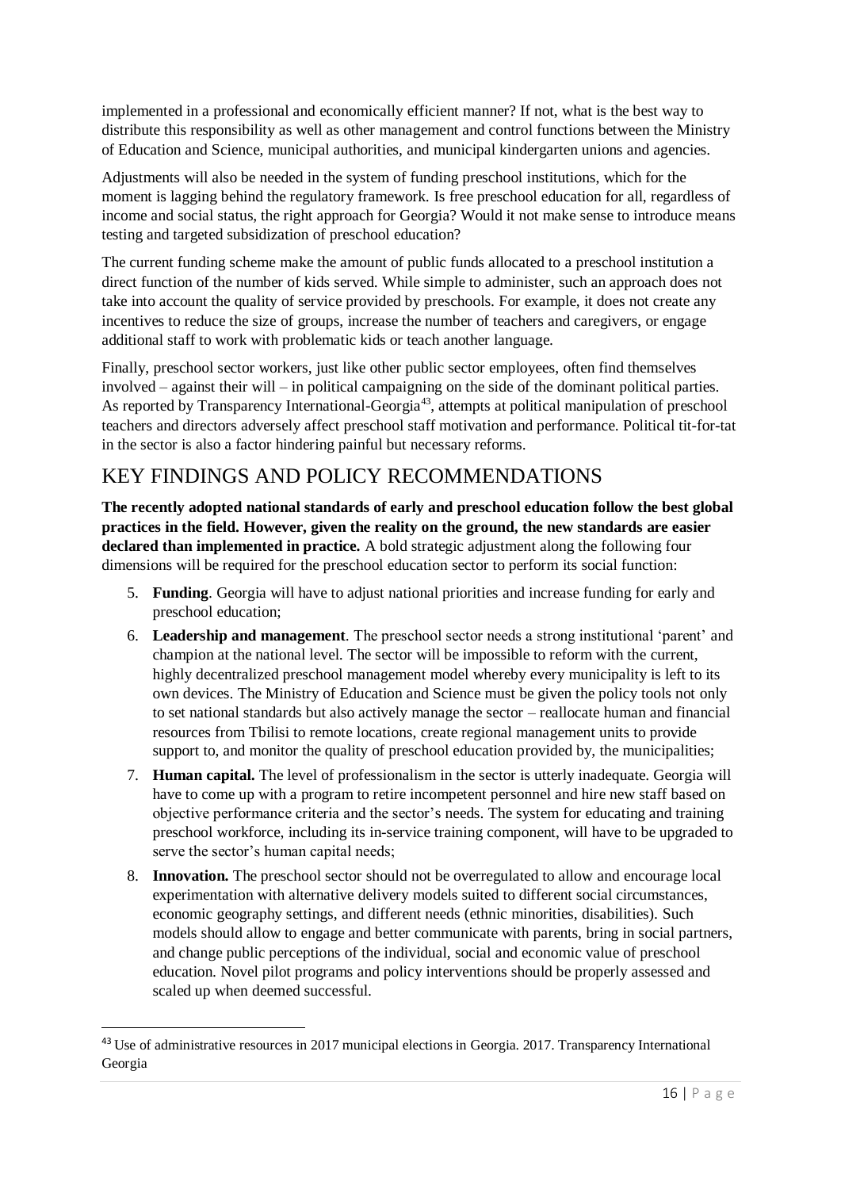implemented in a professional and economically efficient manner? If not, what is the best way to distribute this responsibility as well as other management and control functions between the Ministry of Education and Science, municipal authorities, and municipal kindergarten unions and agencies.

Adjustments will also be needed in the system of funding preschool institutions, which for the moment is lagging behind the regulatory framework. Is free preschool education for all, regardless of income and social status, the right approach for Georgia? Would it not make sense to introduce means testing and targeted subsidization of preschool education?

The current funding scheme make the amount of public funds allocated to a preschool institution a direct function of the number of kids served. While simple to administer, such an approach does not take into account the quality of service provided by preschools. For example, it does not create any incentives to reduce the size of groups, increase the number of teachers and caregivers, or engage additional staff to work with problematic kids or teach another language.

Finally, preschool sector workers, just like other public sector employees, often find themselves involved – against their will – in political campaigning on the side of the dominant political parties. As reported by Transparency International-Georgia[43], attempts at political manipulation of preschool teachers and directors adversely affect preschool staff motivation and performance. Political tit-for-tat in the sector is also a factor hindering painful but necessary reforms.

# KEY FINDINGS AND POLICY RECOMMENDATIONS

**The recently adopted national standards of early and preschool education follow the best global practices in the field. However, given the reality on the ground, the new standards are easier declared than implemented in practice.** A bold strategic adjustment along the following four dimensions will be required for the preschool education sector to perform its social function:

5. **Funding**. Georgia will have to adjust national priorities and increase funding for early and preschool education;
6. **Leadership and management**. The preschool sector needs a strong institutional 'parent' and champion at the national level. The sector will be impossible to reform with the current, highly decentralized preschool management model whereby every municipality is left to its own devices. The Ministry of Education and Science must be given the policy tools not only to set national standards but also actively manage the sector – reallocate human and financial resources from Tbilisi to remote locations, create regional management units to provide support to, and monitor the quality of preschool education provided by, the municipalities;
7. **Human capital.** The level of professionalism in the sector is utterly inadequate. Georgia will have to come up with a program to retire incompetent personnel and hire new staff based on objective performance criteria and the sector's needs. The system for educating and training preschool workforce, including its in-service training component, will have to be upgraded to serve the sector's human capital needs;
8. **Innovation.** The preschool sector should not be overregulated to allow and encourage local experimentation with alternative delivery models suited to different social circumstances, economic geography settings, and different needs (ethnic minorities, disabilities). Such models should allow to engage and better communicate with parents, bring in social partners, and change public perceptions of the individual, social and economic value of preschool education. Novel pilot programs and policy interventions should be properly assessed and scaled up when deemed successful.

[43] Use of administrative resources in 2017 municipal elections in Georgia. 2017. Transparency International Georgia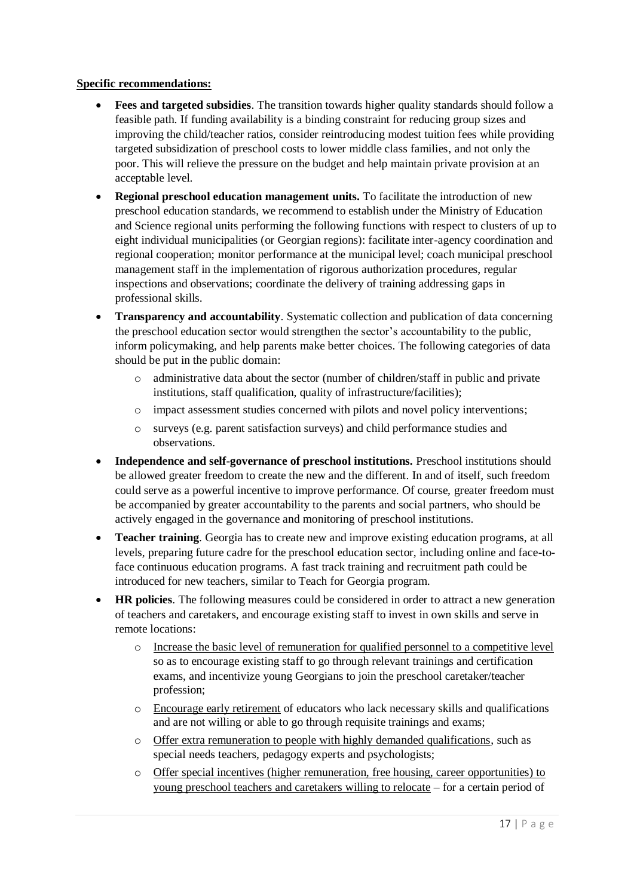**Specific recommendations:**

- **Fees and targeted subsidies**. The transition towards higher quality standards should follow a feasible path. If funding availability is a binding constraint for reducing group sizes and improving the child/teacher ratios, consider reintroducing modest tuition fees while providing targeted subsidization of preschool costs to lower middle class families, and not only the poor. This will relieve the pressure on the budget and help maintain private provision at an acceptable level.
- **Regional preschool education management units.** To facilitate the introduction of new preschool education standards, we recommend to establish under the Ministry of Education and Science regional units performing the following functions with respect to clusters of up to eight individual municipalities (or Georgian regions): facilitate inter-agency coordination and regional cooperation; monitor performance at the municipal level; coach municipal preschool management staff in the implementation of rigorous authorization procedures, regular inspections and observations; coordinate the delivery of training addressing gaps in professional skills.
- **Transparency and accountability**. Systematic collection and publication of data concerning the preschool education sector would strengthen the sector's accountability to the public, inform policymaking, and help parents make better choices. The following categories of data should be put in the public domain:
    - administrative data about the sector (number of children/staff in public and private institutions, staff qualification, quality of infrastructure/facilities);
    - impact assessment studies concerned with pilots and novel policy interventions;
    - surveys (e.g. parent satisfaction surveys) and child performance studies and observations.
- **Independence and self-governance of preschool institutions.** Preschool institutions should be allowed greater freedom to create the new and the different. In and of itself, such freedom could serve as a powerful incentive to improve performance. Of course, greater freedom must be accompanied by greater accountability to the parents and social partners, who should be actively engaged in the governance and monitoring of preschool institutions.
- **Teacher training**. Georgia has to create new and improve existing education programs, at all levels, preparing future cadre for the preschool education sector, including online and face-to-face continuous education programs. A fast track training and recruitment path could be introduced for new teachers, similar to Teach for Georgia program.
- **HR policies**. The following measures could be considered in order to attract a new generation of teachers and caretakers, and encourage existing staff to invest in own skills and serve in remote locations:
    - Increase the basic level of remuneration for qualified personnel to a competitive level so as to encourage existing staff to go through relevant trainings and certification exams, and incentivize young Georgians to join the preschool caretaker/teacher profession;
    - Encourage early retirement of educators who lack necessary skills and qualifications and are not willing or able to go through requisite trainings and exams;
    - Offer extra remuneration to people with highly demanded qualifications, such as special needs teachers, pedagogy experts and psychologists;
    - Offer special incentives (higher remuneration, free housing, career opportunities) to young preschool teachers and caretakers willing to relocate – for a certain period of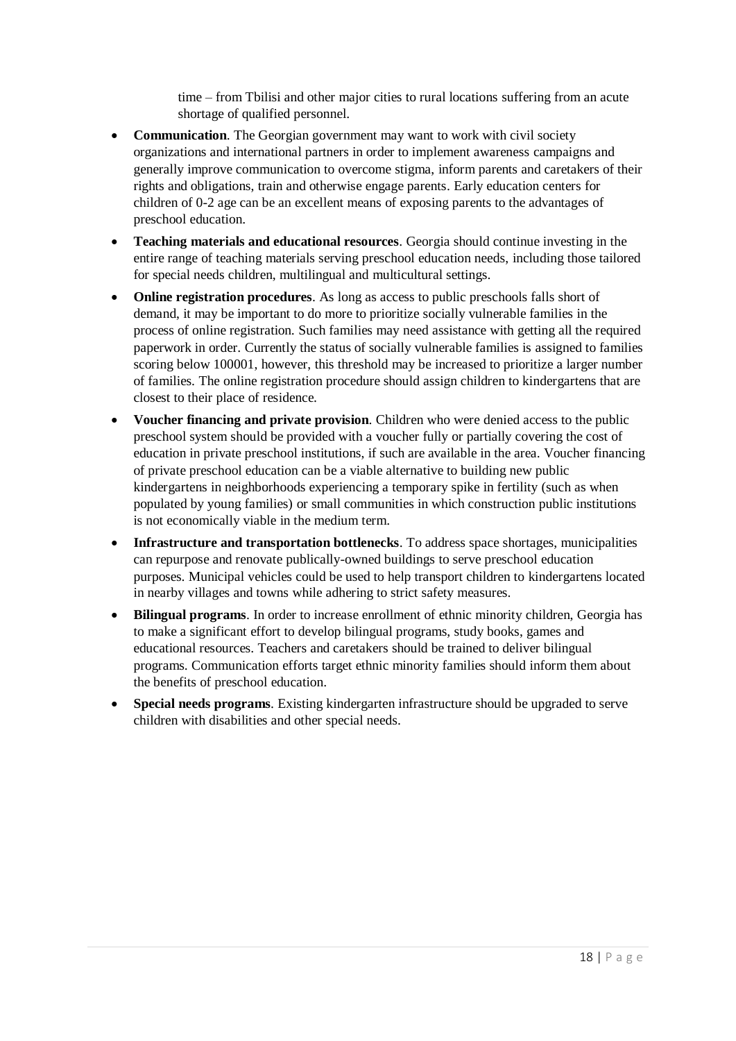time – from Tbilisi and other major cities to rural locations suffering from an acute shortage of qualified personnel.

- **Communication**. The Georgian government may want to work with civil society organizations and international partners in order to implement awareness campaigns and generally improve communication to overcome stigma, inform parents and caretakers of their rights and obligations, train and otherwise engage parents. Early education centers for children of 0-2 age can be an excellent means of exposing parents to the advantages of preschool education.
- **Teaching materials and educational resources**. Georgia should continue investing in the entire range of teaching materials serving preschool education needs, including those tailored for special needs children, multilingual and multicultural settings.
- **Online registration procedures**. As long as access to public preschools falls short of demand, it may be important to do more to prioritize socially vulnerable families in the process of online registration. Such families may need assistance with getting all the required paperwork in order. Currently the status of socially vulnerable families is assigned to families scoring below 100001, however, this threshold may be increased to prioritize a larger number of families. The online registration procedure should assign children to kindergartens that are closest to their place of residence.
- **Voucher financing and private provision**. Children who were denied access to the public preschool system should be provided with a voucher fully or partially covering the cost of education in private preschool institutions, if such are available in the area. Voucher financing of private preschool education can be a viable alternative to building new public kindergartens in neighborhoods experiencing a temporary spike in fertility (such as when populated by young families) or small communities in which construction public institutions is not economically viable in the medium term.
- **Infrastructure and transportation bottlenecks**. To address space shortages, municipalities can repurpose and renovate publically-owned buildings to serve preschool education purposes. Municipal vehicles could be used to help transport children to kindergartens located in nearby villages and towns while adhering to strict safety measures.
- **Bilingual programs**. In order to increase enrollment of ethnic minority children, Georgia has to make a significant effort to develop bilingual programs, study books, games and educational resources. Teachers and caretakers should be trained to deliver bilingual programs. Communication efforts target ethnic minority families should inform them about the benefits of preschool education.
- **Special needs programs**. Existing kindergarten infrastructure should be upgraded to serve children with disabilities and other special needs.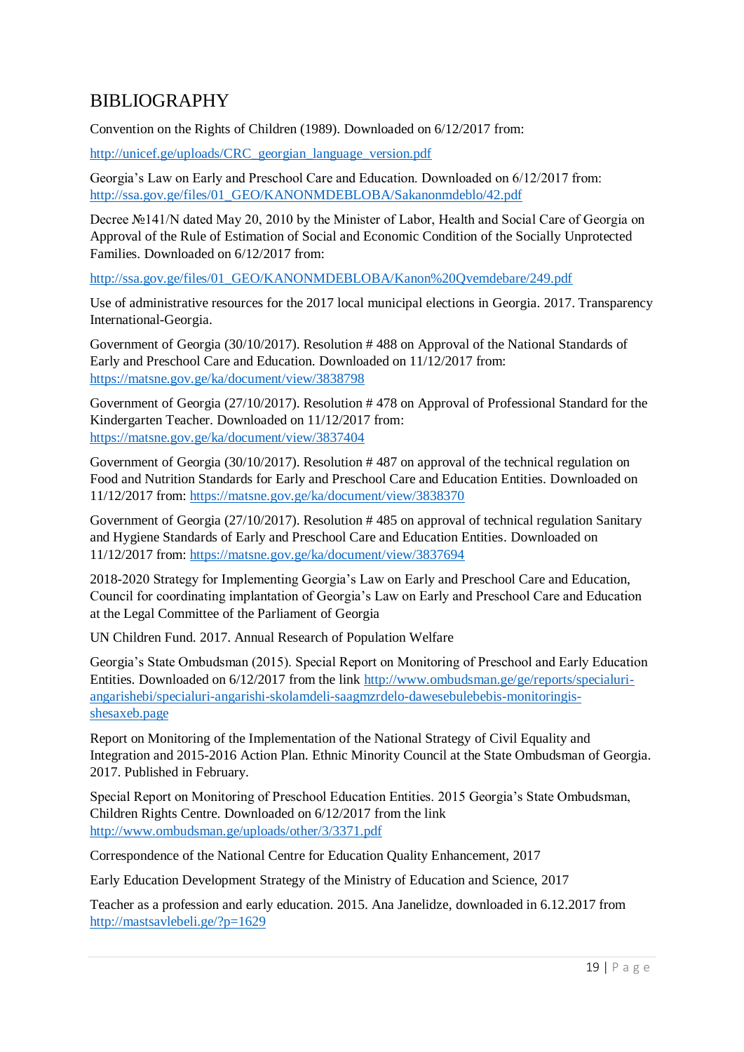# BIBLIOGRAPHY

Convention on the Rights of Children (1989). Downloaded on 6/12/2017 from:

http://unicef.ge/uploads/CRC_georgian_language_version.pdf

Georgia's Law on Early and Preschool Care and Education. Downloaded on 6/12/2017 from: http://ssa.gov.ge/files/01_GEO/KANONMDEBLOBA/Sakanonmdeblo/42.pdf

Decree №141/N dated May 20, 2010 by the Minister of Labor, Health and Social Care of Georgia on Approval of the Rule of Estimation of Social and Economic Condition of the Socially Unprotected Families. Downloaded on 6/12/2017 from:

http://ssa.gov.ge/files/01_GEO/KANONMDEBLOBA/Kanon%20Qvemdebare/249.pdf

Use of administrative resources for the 2017 local municipal elections in Georgia. 2017. Transparency International-Georgia.

Government of Georgia (30/10/2017). Resolution # 488 on Approval of the National Standards of Early and Preschool Care and Education. Downloaded on 11/12/2017 from: https://matsne.gov.ge/ka/document/view/3838798

Government of Georgia (27/10/2017). Resolution # 478 on Approval of Professional Standard for the Kindergarten Teacher. Downloaded on 11/12/2017 from: https://matsne.gov.ge/ka/document/view/3837404

Government of Georgia (30/10/2017). Resolution # 487 on approval of the technical regulation on Food and Nutrition Standards for Early and Preschool Care and Education Entities. Downloaded on 11/12/2017 from: https://matsne.gov.ge/ka/document/view/3838370

Government of Georgia (27/10/2017). Resolution # 485 on approval of technical regulation Sanitary and Hygiene Standards of Early and Preschool Care and Education Entities. Downloaded on 11/12/2017 from: https://matsne.gov.ge/ka/document/view/3837694

2018-2020 Strategy for Implementing Georgia's Law on Early and Preschool Care and Education, Council for coordinating implantation of Georgia's Law on Early and Preschool Care and Education at the Legal Committee of the Parliament of Georgia

UN Children Fund. 2017. Annual Research of Population Welfare

Georgia's State Ombudsman (2015). Special Report on Monitoring of Preschool and Early Education Entities. Downloaded on 6/12/2017 from the link http://www.ombudsman.ge/ge/reports/specialuri-angarishebi/specialuri-angarishi-skolamdeli-saagmzrdelo-dawesebulebebis-monitoringis-shesaxeb.page

Report on Monitoring of the Implementation of the National Strategy of Civil Equality and Integration and 2015-2016 Action Plan. Ethnic Minority Council at the State Ombudsman of Georgia. 2017. Published in February.

Special Report on Monitoring of Preschool Education Entities. 2015 Georgia's State Ombudsman, Children Rights Centre. Downloaded on 6/12/2017 from the link http://www.ombudsman.ge/uploads/other/3/3371.pdf

Correspondence of the National Centre for Education Quality Enhancement, 2017

Early Education Development Strategy of the Ministry of Education and Science, 2017

Teacher as a profession and early education. 2015. Ana Janelidze, downloaded in 6.12.2017 from http://mastsavlebeli.ge/?p=1629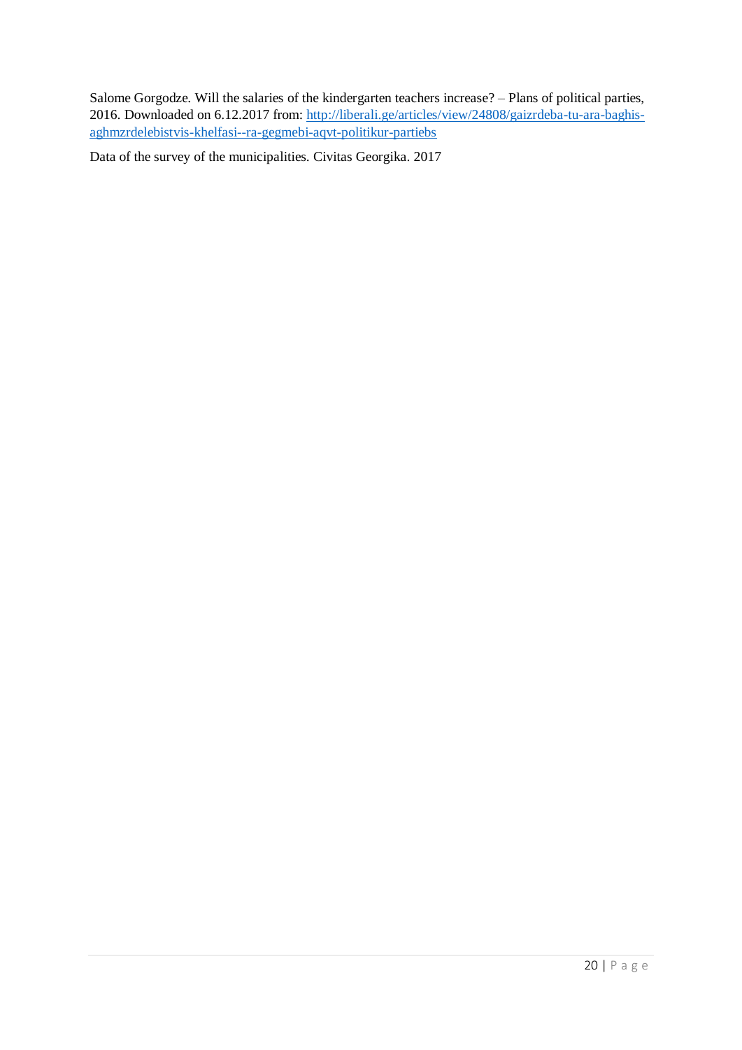Salome Gorgodze. Will the salaries of the kindergarten teachers increase? – Plans of political parties, 2016. Downloaded on 6.12.2017 from: [http://liberali.ge/articles/view/24808/gaizrdeba-tu-ara-baghis-aghmzrdelebistvis-khelfasi--ra-gegmebi-aqvt-politikur-partiebs](http://liberali.ge/articles/view/24808/gaizrdeba-tu-ara-baghis-aghmzrdelebistvis-khelfasi--ra-gegmebi-aqvt-politikur-partiebs)

Data of the survey of the municipalities. Civitas Georgika. 2017